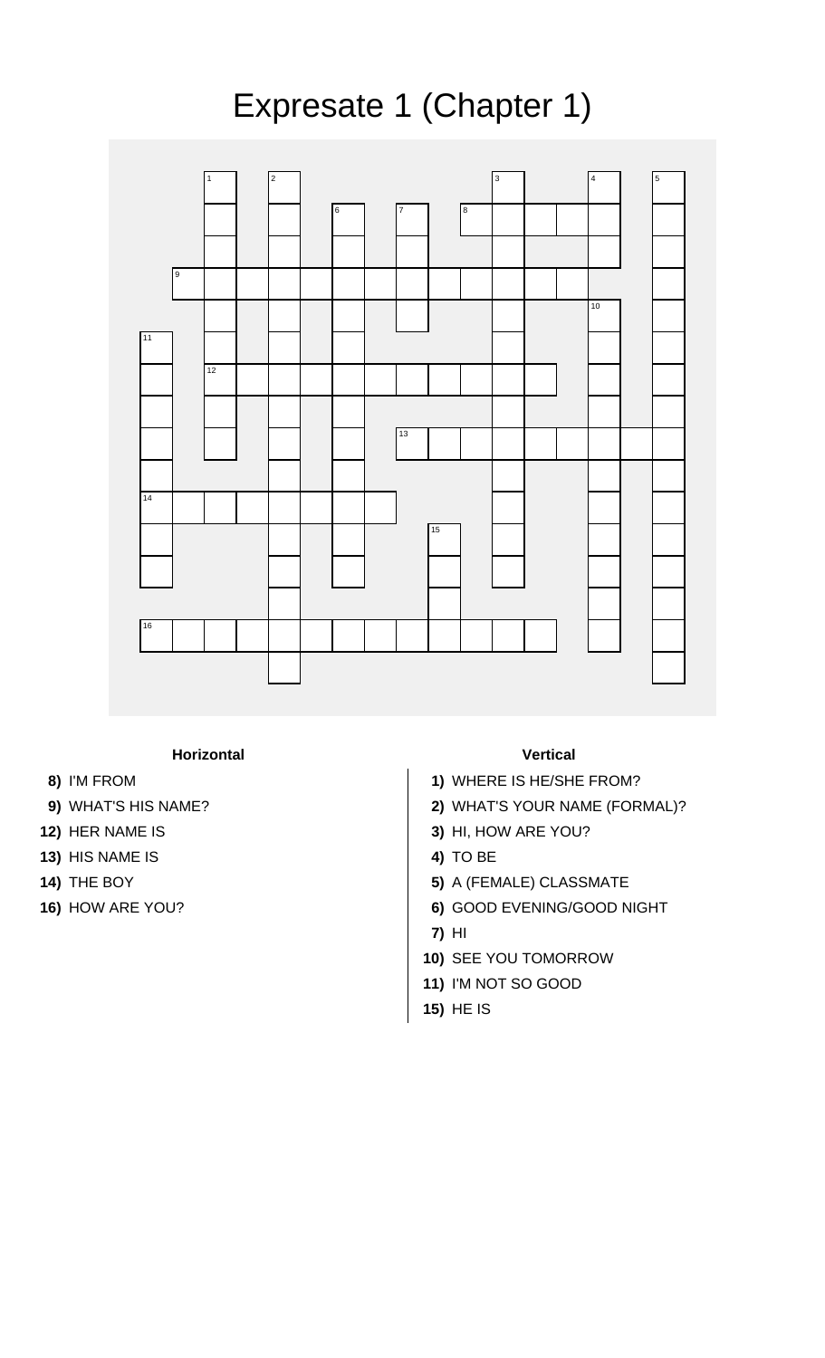# Expresate 1 (Chapter 1)

**Horizontal**

**8)** I'M FROM

**9)** WHAT'S HIS NAME?

**12)** HER NAME IS

**13)** HIS NAME IS

**14)** THE BOY

**16)** HOW ARE YOU?

**Vertical**

**1)** WHERE IS HE/SHE FROM?

**2)** WHAT'S YOUR NAME (FORMAL)?

**3)** HI, HOW ARE YOU?

**4)** TO BE

**5)** A (FEMALE) CLASSMATE

**6)** GOOD EVENING/GOOD NIGHT

**7)** HI

**10)** SEE YOU TOMORROW

**11)** I'M NOT SO GOOD

**15)** HE IS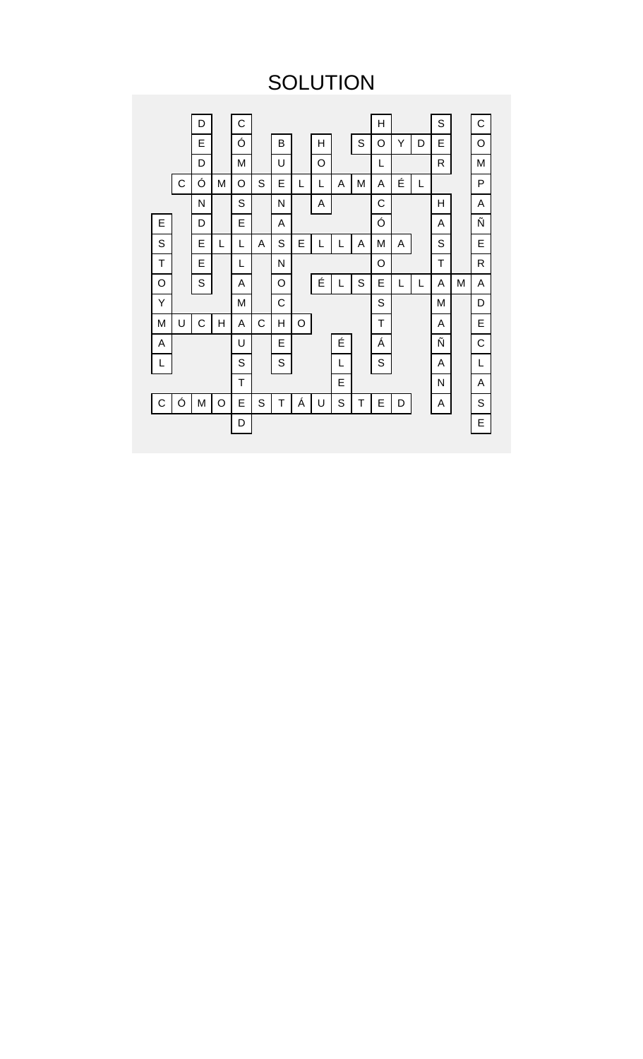# SOLUTION

| | | | | | | | | | | | | | | | | |
|---|---|---|---|---|---|---|---|---|---|---|---|---|---|---|---|---|
| | | D | | C | | | | | | | H | | | S | | C |
| | | E | | Ó | | B | | H | | S | O | Y | D | E | | O |
| | | D | | M | | U | | O | | | L | | | R | | M |
| | C | Ó | M | O | S | E | L | L | A | M | A | É | L | | | P |
| | | N | | S | | N | | A | | | C | | | H | | A |
| E | | D | | E | | A | | | | | Ó | | | A | | Ñ |
| S | | E | L | L | A | S | E | L | L | A | M | A | | S | | E |
| T | | E | | L | | N | | | | | O | | | T | | R |
| O | | S | | A | | O | | É | L | S | E | L | L | A | M | A |
| Y | | | | M | | C | | | | | S | | | M | | D |
| M | U | C | H | A | C | H | O | | | | T | | | A | | E |
| A | | | | U | | E | | | É | | Á | | | Ñ | | C |
| L | | | | S | | S | | | L | | S | | | A | | L |
| | | | | T | | | | | E | | | | | N | | A |
| C | Ó | M | O | E | S | T | Á | U | S | T | E | D | | A | | S |
| | | | | D | | | | | | | | | | | | E |